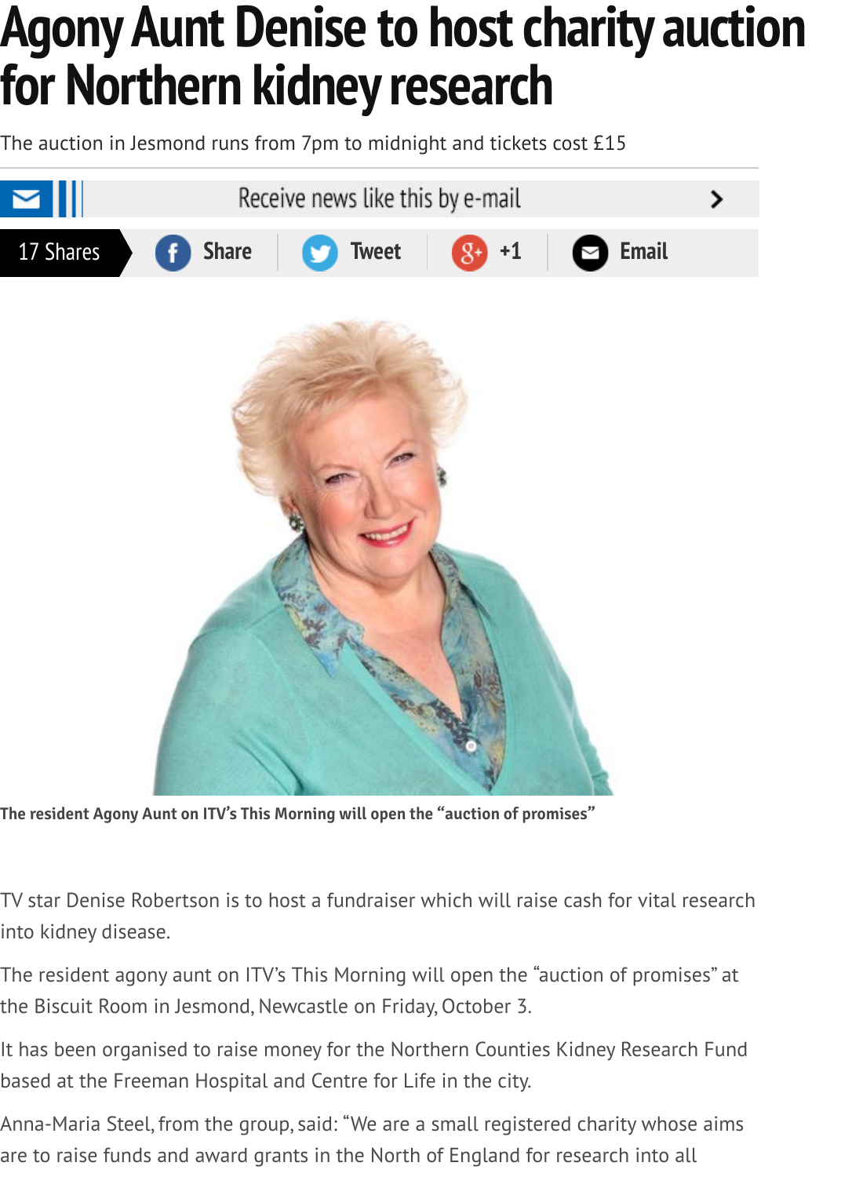# Agony Aunt Denise to host charity auction for Northern kidney research

The auction in Jesmond runs from 7pm to midnight and tickets cost £15

Receive news like this by e-mail

17 Shares | Share | Tweet | +1 | Email

The resident Agony Aunt on ITV's This Morning will open the "auction of promises"

TV star Denise Robertson is to host a fundraiser which will raise cash for vital research into kidney disease.

The resident agony aunt on ITV's This Morning will open the "auction of promises" at the Biscuit Room in Jesmond, Newcastle on Friday, October 3.

It has been organised to raise money for the Northern Counties Kidney Research Fund based at the Freeman Hospital and Centre for Life in the city.

Anna-Maria Steel, from the group, said: "We are a small registered charity whose aims are to raise funds and award grants in the North of England for research into all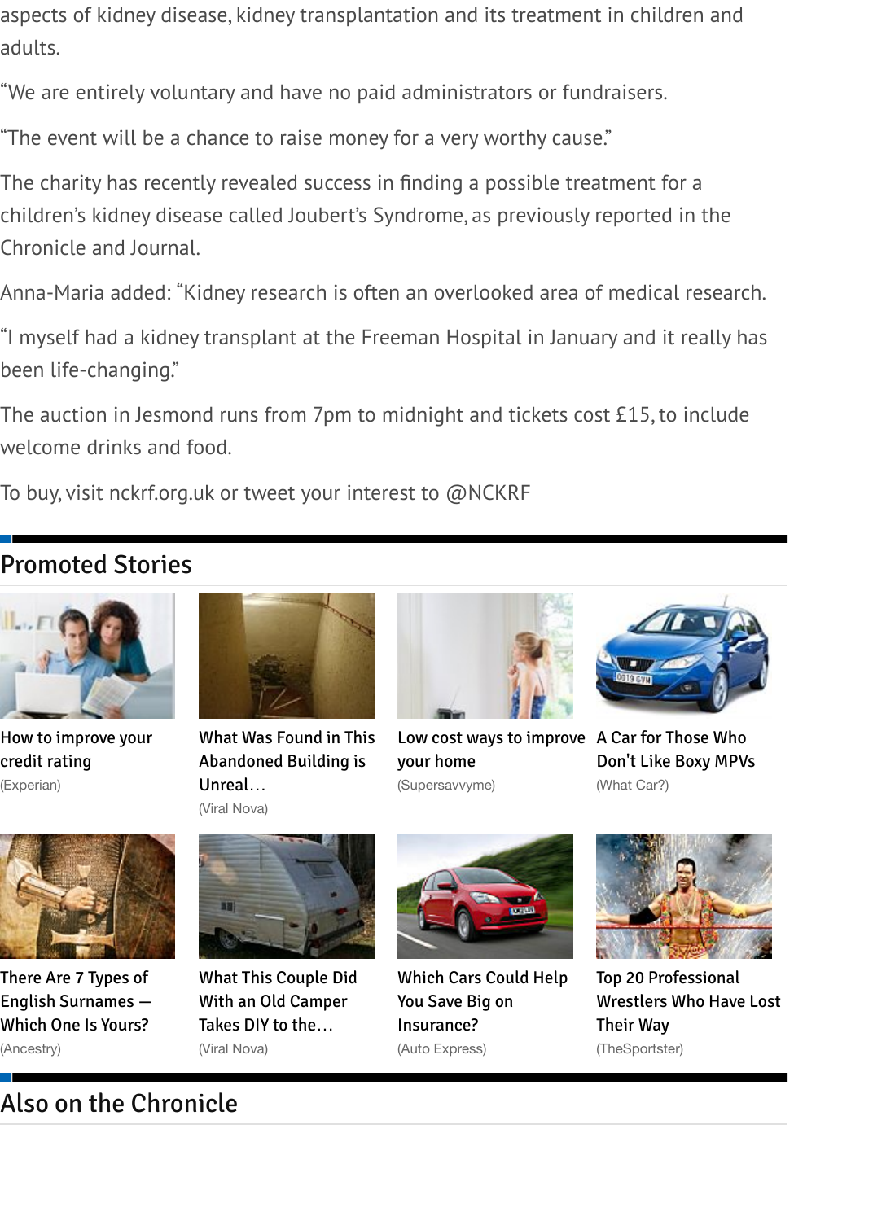aspects of kidney disease, kidney transplantation and its treatment in children and adults.

"We are entirely voluntary and have no paid administrators or fundraisers.

"The event will be a chance to raise money for a very worthy cause."

The charity has recently revealed success in finding a possible treatment for a children's kidney disease called Joubert's Syndrome, as previously reported in the Chronicle and Journal.

Anna-Maria added: "Kidney research is often an overlooked area of medical research.

"I myself had a kidney transplant at the Freeman Hospital in January and it really has been life-changing."

The auction in Jesmond runs from 7pm to midnight and tickets cost £15, to include welcome drinks and food.

To buy, visit nckrf.org.uk or tweet your interest to @NCKRF

## Promoted Stories

How to improve your credit rating
(Experian)

What Was Found in This Abandoned Building is Unreal…
(Viral Nova)

Low cost ways to improve your home
(Supersavvyme)

A Car for Those Who Don't Like Boxy MPVs
(What Car?)

There Are 7 Types of English Surnames — Which One Is Yours?
(Ancestry)

What This Couple Did With an Old Camper Takes DIY to the…
(Viral Nova)

Which Cars Could Help You Save Big on Insurance?
(Auto Express)

Top 20 Professional Wrestlers Who Have Lost Their Way
(TheSportster)

## Also on the Chronicle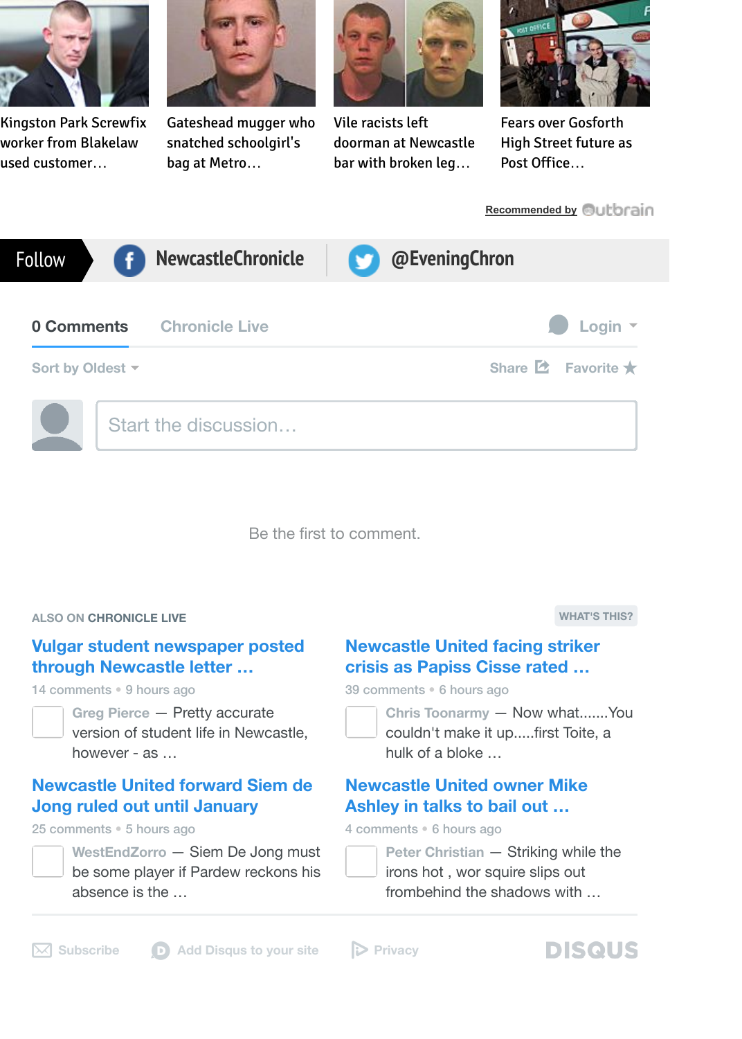Kingston Park Screwfix worker from Blakelaw used customer…

Gateshead mugger who snatched schoolgirl's bag at Metro…

Vile racists left doorman at Newcastle bar with broken leg…

Fears over Gosforth High Street future as Post Office…

Recommended by Outbrain

Follow NewcastleChronicle @EveningChron

**0 Comments** Chronicle Live Login

Sort by Oldest Share Favorite

Start the discussion…

Be the first to comment.

ALSO ON CHRONICLE LIVE WHAT'S THIS?

**Vulgar student newspaper posted through Newcastle letter …**

14 comments • 9 hours ago

Greg Pierce — Pretty accurate version of student life in Newcastle, however - as …

**Newcastle United facing striker crisis as Papiss Cisse rated …**

39 comments • 6 hours ago

Chris Toonarmy — Now what.......You couldn't make it up.....first Toite, a hulk of a bloke …

**Newcastle United forward Siem de Jong ruled out until January**

25 comments • 5 hours ago

WestEndZorro — Siem De Jong must be some player if Pardew reckons his absence is the …

**Newcastle United owner Mike Ashley in talks to bail out …**

4 comments • 6 hours ago

Peter Christian — Striking while the irons hot , wor squire slips out frombehind the shadows with …

Subscribe Add Disqus to your site Privacy DISQUS